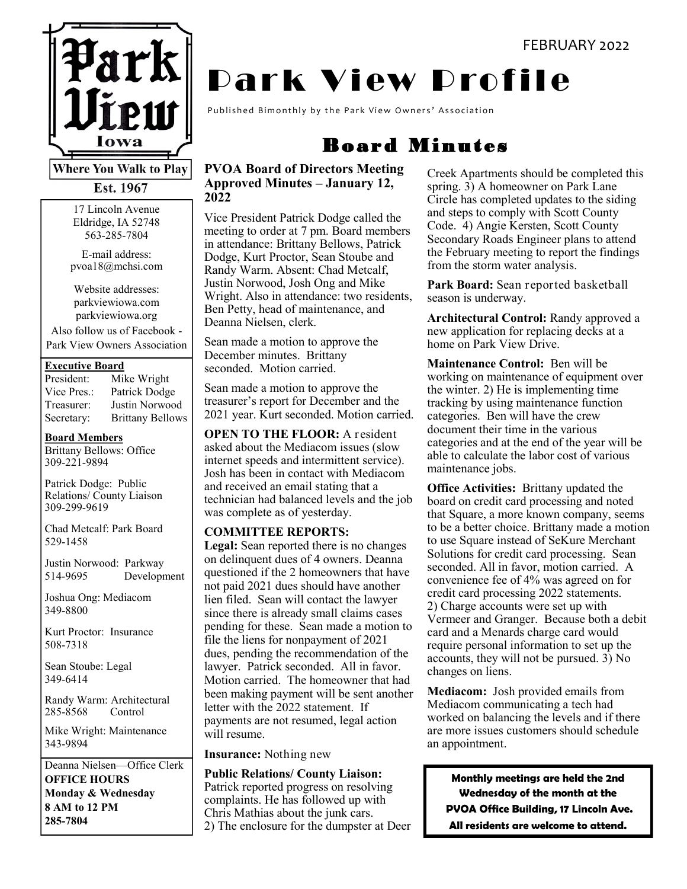FEBRUARY 2022

# Park View Profile

Published Bimonthly by the Park View Owners' Association

Park View Iowa

**Where You Walk to Play**

**Est. 1967**

17 Lincoln Avenue
Eldridge, IA 52748
563-285-7804

E-mail address:
pvoa18@mchsi.com

Website addresses:
parkviewiowa.com
parkviewiowa.org

Also follow us of Facebook - Park View Owners Association

**Executive Board**

President: Mike Wright
Vice Pres.: Patrick Dodge
Treasurer: Justin Norwood
Secretary: Brittany Bellows

**Board Members**

Brittany Bellows: Office
309-221-9894

Patrick Dodge: Public Relations/ County Liaison
309-299-9619

Chad Metcalf: Park Board
529-1458

Justin Norwood: Parkway Development
514-9695

Joshua Ong: Mediacom
349-8800

Kurt Proctor: Insurance
508-7318

Sean Stoube: Legal
349-6414

Randy Warm: Architectural Control
285-8568

Mike Wright: Maintenance
343-9894

Deanna Nielsen—Office Clerk
**OFFICE HOURS**
**Monday & Wednesday**
**8 AM to 12 PM**
**285-7804**

## Board Minutes

### PVOA Board of Directors Meeting Approved Minutes – January 12, 2022

Vice President Patrick Dodge called the meeting to order at 7 pm. Board members in attendance: Brittany Bellows, Patrick Dodge, Kurt Proctor, Sean Stoube and Randy Warm. Absent: Chad Metcalf, Justin Norwood, Josh Ong and Mike Wright. Also in attendance: two residents, Ben Petty, head of maintenance, and Deanna Nielsen, clerk.

Sean made a motion to approve the December minutes. Brittany seconded. Motion carried.

Sean made a motion to approve the treasurer's report for December and the 2021 year. Kurt seconded. Motion carried.

**OPEN TO THE FLOOR:** A resident asked about the Mediacom issues (slow internet speeds and intermittent service). Josh has been in contact with Mediacom and received an email stating that a technician had balanced levels and the job was complete as of yesterday.

**COMMITTEE REPORTS:**

**Legal:** Sean reported there is no changes on delinquent dues of 4 owners. Deanna questioned if the 2 homeowners that have not paid 2021 dues should have another lien filed. Sean will contact the lawyer since there is already small claims cases pending for these. Sean made a motion to file the liens for nonpayment of 2021 dues, pending the recommendation of the lawyer. Patrick seconded. All in favor. Motion carried. The homeowner that had been making payment will be sent another letter with the 2022 statement. If payments are not resumed, legal action will resume.

**Insurance:** Nothing new

**Public Relations/ County Liaison:** Patrick reported progress on resolving complaints. He has followed up with Chris Mathias about the junk cars. 2) The enclosure for the dumpster at Deer Creek Apartments should be completed this spring. 3) A homeowner on Park Lane Circle has completed updates to the siding and steps to comply with Scott County Code. 4) Angie Kersten, Scott County Secondary Roads Engineer plans to attend the February meeting to report the findings from the storm water analysis.

**Park Board:** Sean reported basketball season is underway.

**Architectural Control:** Randy approved a new application for replacing decks at a home on Park View Drive.

**Maintenance Control:** Ben will be working on maintenance of equipment over the winter. 2) He is implementing time tracking by using maintenance function categories. Ben will have the crew document their time in the various categories and at the end of the year will be able to calculate the labor cost of various maintenance jobs.

**Office Activities:** Brittany updated the board on credit card processing and noted that Square, a more known company, seems to be a better choice. Brittany made a motion to use Square instead of SeKure Merchant Solutions for credit card processing. Sean seconded. All in favor, motion carried. A convenience fee of 4% was agreed on for credit card processing 2022 statements. 2) Charge accounts were set up with Vermeer and Granger. Because both a debit card and a Menards charge card would require personal information to set up the accounts, they will not be pursued. 3) No changes on liens.

**Mediacom:** Josh provided emails from Mediacom communicating a tech had worked on balancing the levels and if there are more issues customers should schedule an appointment.

**Monthly meetings are held the 2nd Wednesday of the month at the PVOA Office Building, 17 Lincoln Ave. All residents are welcome to attend.**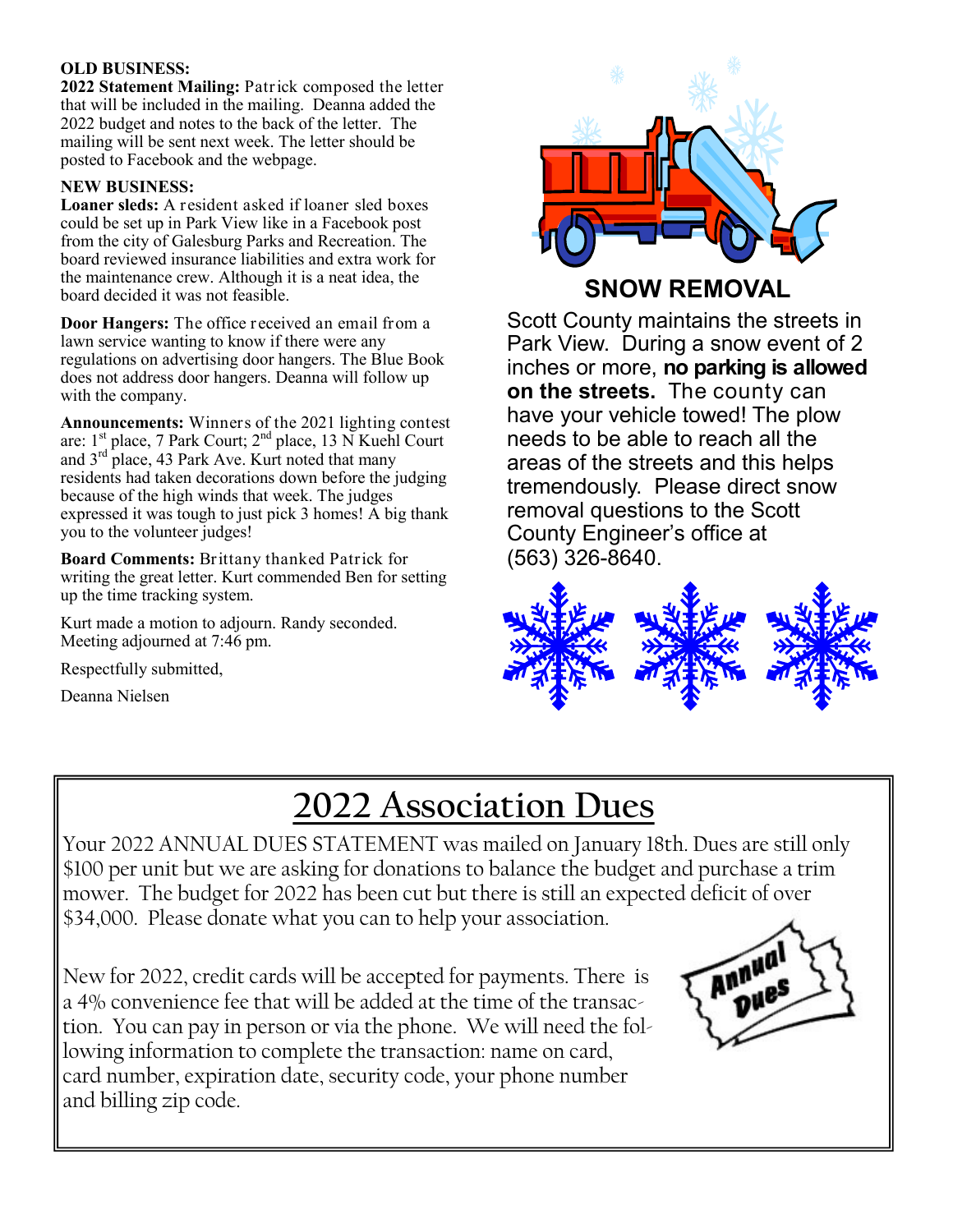**OLD BUSINESS:**

**2022 Statement Mailing:** Patrick composed the letter that will be included in the mailing. Deanna added the 2022 budget and notes to the back of the letter. The mailing will be sent next week. The letter should be posted to Facebook and the webpage.

**NEW BUSINESS:**

**Loaner sleds:** A resident asked if loaner sled boxes could be set up in Park View like in a Facebook post from the city of Galesburg Parks and Recreation. The board reviewed insurance liabilities and extra work for the maintenance crew. Although it is a neat idea, the board decided it was not feasible.

**Door Hangers:** The office received an email from a lawn service wanting to know if there were any regulations on advertising door hangers. The Blue Book does not address door hangers. Deanna will follow up with the company.

**Announcements:** Winners of the 2021 lighting contest are: 1st place, 7 Park Court; 2nd place, 13 N Kuehl Court and 3rd place, 43 Park Ave. Kurt noted that many residents had taken decorations down before the judging because of the high winds that week. The judges expressed it was tough to just pick 3 homes! A big thank you to the volunteer judges!

**Board Comments:** Brittany thanked Patrick for writing the great letter. Kurt commended Ben for setting up the time tracking system.

Kurt made a motion to adjourn. Randy seconded. Meeting adjourned at 7:46 pm.

Respectfully submitted,

Deanna Nielsen

## SNOW REMOVAL

Scott County maintains the streets in Park View. During a snow event of 2 inches or more, **no parking is allowed on the streets.** The county can have your vehicle towed! The plow needs to be able to reach all the areas of the streets and this helps tremendously. Please direct snow removal questions to the Scott County Engineer's office at (563) 326-8640.

## 2022 Association Dues

Your 2022 ANNUAL DUES STATEMENT was mailed on January 18th. Dues are still only $100 per unit but we are asking for donations to balance the budget and purchase a trim mower. The budget for 2022 has been cut but there is still an expected deficit of over $34,000. Please donate what you can to help your association.

New for 2022, credit cards will be accepted for payments. There is a 4% convenience fee that will be added at the time of the transaction. You can pay in person or via the phone. We will need the following information to complete the transaction: name on card, card number, expiration date, security code, your phone number and billing zip code.